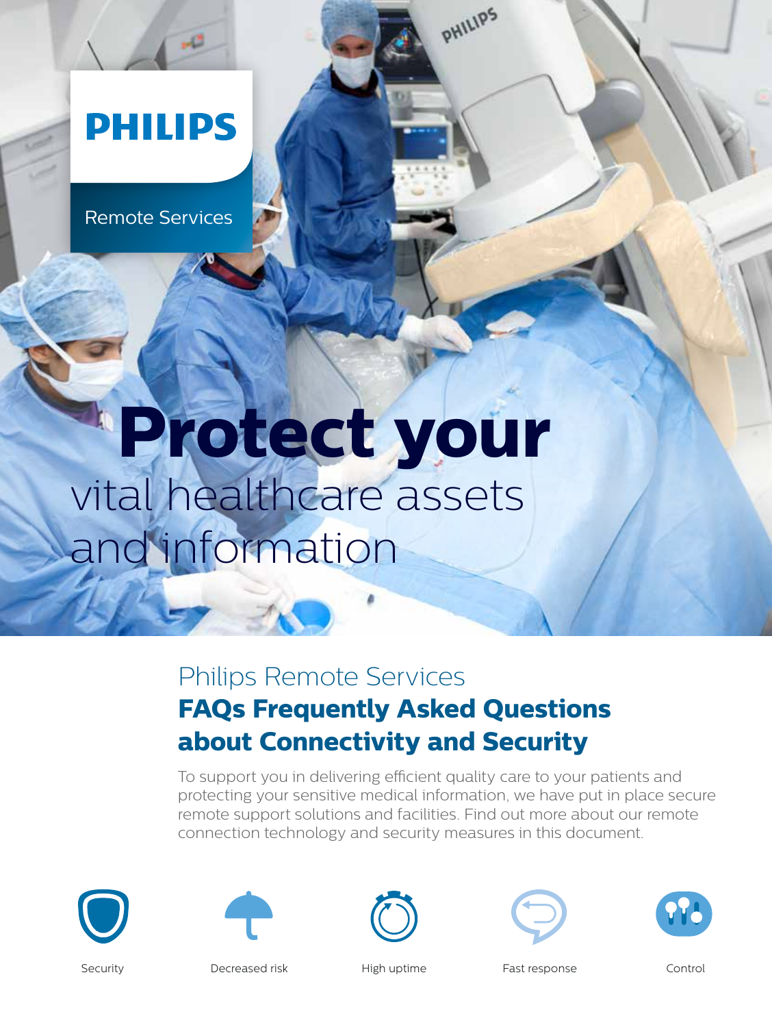PHILIPS

Remote Services

# Protect your vital healthcare assets and information

## Philips Remote Services

## FAQs Frequently Asked Questions about Connectivity and Security

To support you in delivering efficient quality care to your patients and protecting your sensitive medical information, we have put in place secure remote support solutions and facilities. Find out more about our remote connection technology and security measures in this document.

Security

Decreased risk

High uptime

Fast response

Control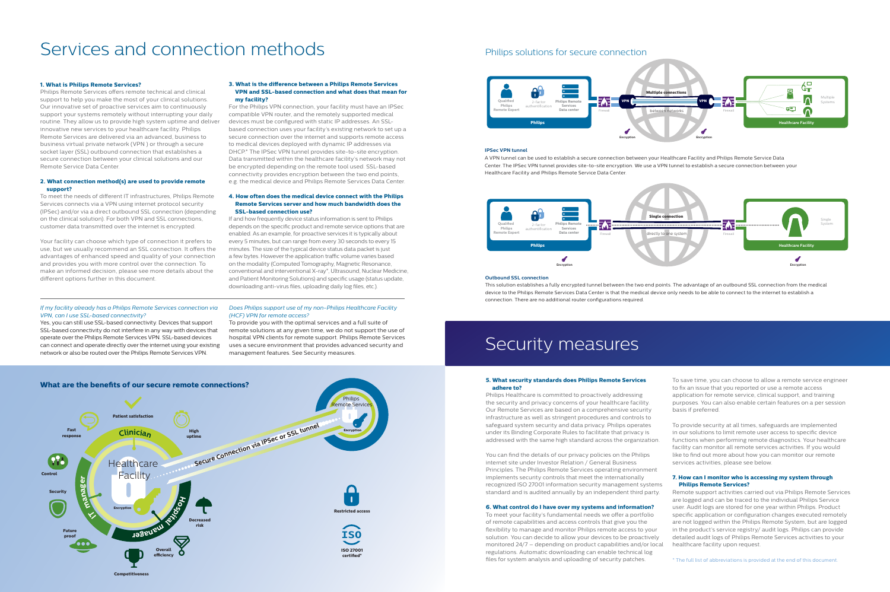# Services and connection methods

### 1. What is Philips Remote Services?

Philips Remote Services offers remote technical and clinical support to help you make the most of your clinical solutions. Our innovative set of proactive services aim to continuously support your systems remotely without interrupting your daily routine. They allow us to provide high system uptime and deliver innovative new services to your healthcare facility. Philips Remote Services are delivered via an advanced, business to business virtual private network (VPN ) or through a secure socket layer (SSL) outbound connection that establishes a secure connection between your clinical solutions and our Remote Service Data Center.

### 2. What connection method(s) are used to provide remote support?

To meet the needs of different IT infrastructures, Philips Remote Services connects via a VPN using internet protocol security (IPSec) and/or via a direct outbound SSL connection (depending on the clinical solution). For both VPN and SSL connections, customer data transmitted over the internet is encrypted.

Your facility can choose which type of connection it prefers to use, but we usually recommend an SSL connection. It offers the advantages of enhanced speed and quality of your connection and provides you with more control over the connection. To make an informed decision, please see more details about the different options further in this document.

### 3. What is the difference between a Philips Remote Services VPN and SSL-based connection and what does that mean for my facility?

For the Philips VPN connection, your facility must have an IPSec compatible VPN router, and the remotely supported medical devices must be configured with static IP addresses. An SSL-based connection uses your facility's existing network to set up a secure connection over the internet and supports remote access to medical devices deployed with dynamic IP addresses via DHCP*. The IPSec VPN tunnel provides site-to-site encryption. Data transmitted within the healthcare facility's network may not be encrypted depending on the remote tool used. SSL-based connectivity provides encryption between the two end points, e.g. the medical device and Philips Remote Services Data Center.

### 4. How often does the medical device connect with the Philips Remote Services server and how much bandwidth does the SSL-based connection use?

If and how frequently device status information is sent to Philips depends on the specific product and remote service options that are enabled. As an example, for proactive services it is typically about every 5 minutes, but can range from every 30 seconds to every 15 minutes. The size of the typical device status data packet is just a few bytes. However the application traffic volume varies based on the modality (Computed Tomography, Magnetic Resonance, conventional and interventional X-ray*, Ultrasound, Nuclear Medicine, and Patient Monitoring Solutions) and specific usage (status update, downloading anti-virus files, uploading daily log files, etc.).

*If my facility already has a Philips Remote Services connection via VPN, can I use SSL-based connectivity?*

Yes, you can still use SSL-based connectivity. Devices that support SSL-based connectivity do not interfere in any way with devices that operate over the Philips Remote Services VPN. SSL-based devices can connect and operate directly over the internet using your existing network or also be routed over the Philips Remote Services VPN.

*Does Philips support use of my non-Philips Healthcare Facility (HCF) VPN for remote access?*

To provide you with the optimal services and a full suite of remote solutions at any given time, we do not support the use of hospital VPN clients for remote support. Philips Remote Services uses a secure environment that provides advanced security and management features. See Security measures.

### What are the benefits of our secure remote connections?

Patient satisfaction · Fast response · High uptime · Control · Security · Future proof · Decreased risk · Overall efficiency · Competitiveness · Restricted access · ISO 27001 certified*

## Philips solutions for secure connection

**IPSec VPN tunnel**

A VPN tunnel can be used to establish a secure connection between your Healthcare Facility and Philips Remote Service Data Center. The IPSec VPN tunnel provides site-to-site encryption. We use a VPN tunnel to establish a secure connection between your Healthcare Facility and Philips Remote Service Data Center.

**Outbound SSL connection**

This solution establishes a fully encrypted tunnel between the two end points. The advantage of an outbound SSL connection from the medical device to the Philips Remote Services Data Center is that the medical device only needs to be able to connect to the internet to establish a connection. There are no additional router configurations required.

# Security measures

### 5. What security standards does Philips Remote Services adhere to?

Philips Healthcare is committed to proactively addressing the security and privacy concerns of your healthcare facility. Our Remote Services are based on a comprehensive security infrastructure as well as stringent procedures and controls to safeguard system security and data privacy. Philips operates under its Binding Corporate Rules to facilitate that privacy is addressed with the same high standard across the organization.

You can find the details of our privacy policies on the Philips internet site under Investor Relation / General Business Principles. The Philips Remote Services operating environment implements security controls that meet the internationally recognized ISO 27001 information security management systems standard and is audited annually by an independent third party.

### 6. What control do I have over my systems and information?

To meet your facility's fundamental needs we offer a portfolio of remote capabilities and access controls that give you the flexibility to manage and monitor Philips remote access to your solution. You can decide to allow your devices to be proactively monitored 24/7 – depending on product capabilities and/or local regulations. Automatic downloading can enable technical log files for system analysis and uploading of security patches.

To save time, you can choose to allow a remote service engineer to fix an issue that you reported or use a remote access application for remote service, clinical support, and training purposes. You can also enable certain features on a per session basis if preferred.

To provide security at all times, safeguards are implemented in our solutions to limit remote user access to specific device functions when performing remote diagnostics. Your healthcare facility can monitor all remote services activities. If you would like to find out more about how you can monitor our remote services activities, please see below.

### 7. How can I monitor who is accessing my system through Philips Remote Services?

Remote support activities carried out via Philips Remote Services are logged and can be traced to the individual Philips Service user. Audit logs are stored for one year within Philips. Product specific application or configuration changes executed remotely are not logged within the Philips Remote System, but are logged in the product's service registry/ audit logs. Philips can provide detailed audit logs of Philips Remote Services activities to your healthcare facility upon request.

* The full list of abbreviations is provided at the end of this document.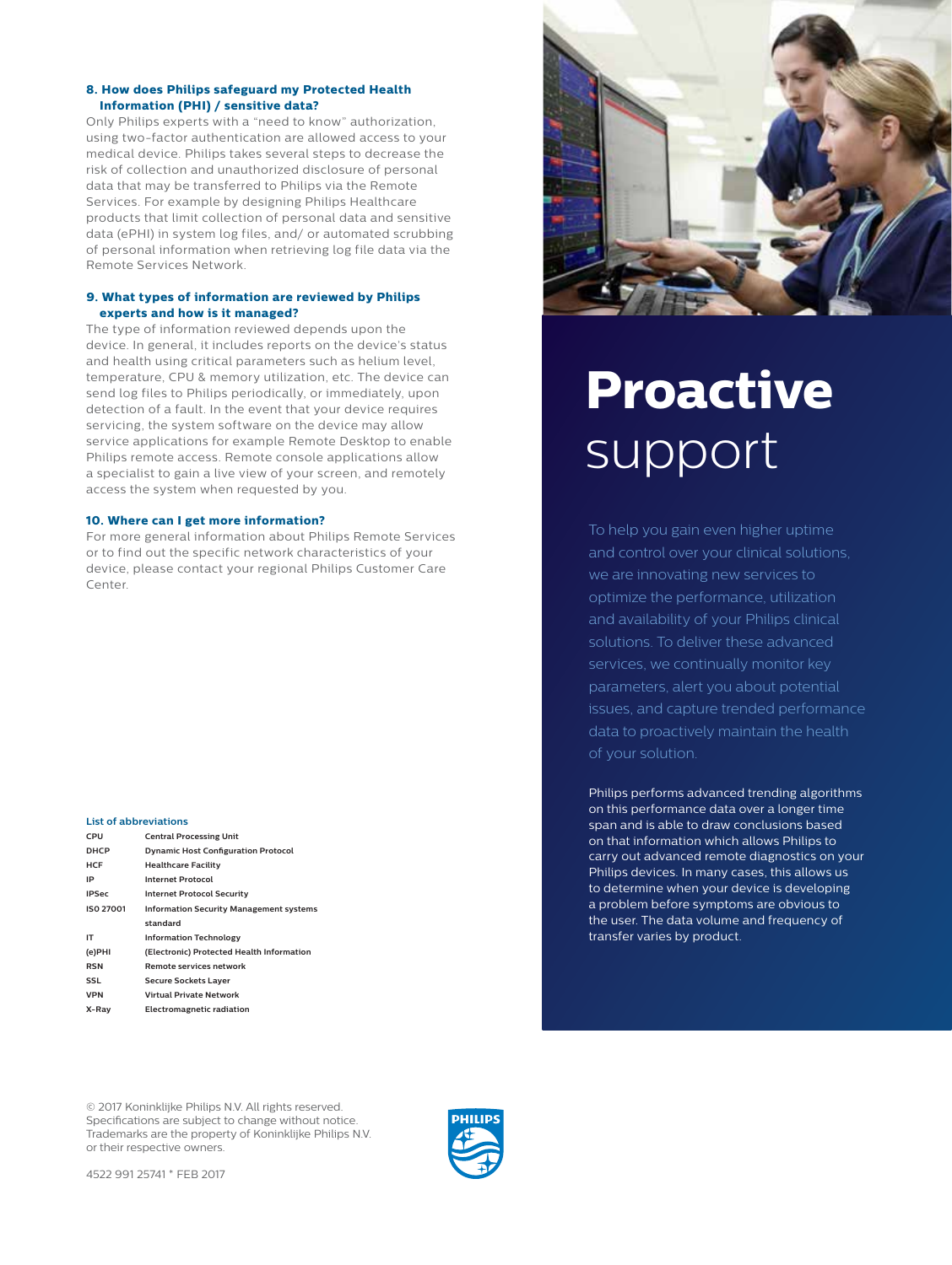### 8. How does Philips safeguard my Protected Health Information (PHI) / sensitive data?

Only Philips experts with a "need to know" authorization, using two-factor authentication are allowed access to your medical device. Philips takes several steps to decrease the risk of collection and unauthorized disclosure of personal data that may be transferred to Philips via the Remote Services. For example by designing Philips Healthcare products that limit collection of personal data and sensitive data (ePHI) in system log files, and/ or automated scrubbing of personal information when retrieving log file data via the Remote Services Network.

### 9. What types of information are reviewed by Philips experts and how is it managed?

The type of information reviewed depends upon the device. In general, it includes reports on the device's status and health using critical parameters such as helium level, temperature, CPU & memory utilization, etc. The device can send log files to Philips periodically, or immediately, upon detection of a fault. In the event that your device requires servicing, the system software on the device may allow service applications for example Remote Desktop to enable Philips remote access. Remote console applications allow a specialist to gain a live view of your screen, and remotely access the system when requested by you.

### 10. Where can I get more information?

For more general information about Philips Remote Services or to find out the specific network characteristics of your device, please contact your regional Philips Customer Care Center.

**List of abbreviations**

| | |
|---|---|
| CPU | Central Processing Unit |
| DHCP | Dynamic Host Configuration Protocol |
| HCF | Healthcare Facility |
| IP | Internet Protocol |
| IPSec | Internet Protocol Security |
| ISO 27001 | Information Security Management systems standard |
| IT | Information Technology |
| (e)PHI | (Electronic) Protected Health Information |
| RSN | Remote services network |
| SSL | Secure Sockets Layer |
| VPN | Virtual Private Network |
| X-Ray | Electromagnetic radiation |

# **Proactive** support

To help you gain even higher uptime and control over your clinical solutions, we are innovating new services to optimize the performance, utilization and availability of your Philips clinical solutions. To deliver these advanced services, we continually monitor key parameters, alert you about potential issues, and capture trended performance data to proactively maintain the health of your solution.

Philips performs advanced trending algorithms on this performance data over a longer time span and is able to draw conclusions based on that information which allows Philips to carry out advanced remote diagnostics on your Philips devices. In many cases, this allows us to determine when your device is developing a problem before symptoms are obvious to the user. The data volume and frequency of transfer varies by product.

© 2017 Koninklijke Philips N.V. All rights reserved.
Specifications are subject to change without notice.
Trademarks are the property of Koninklijke Philips N.V. or their respective owners.

4522 991 25741 * FEB 2017